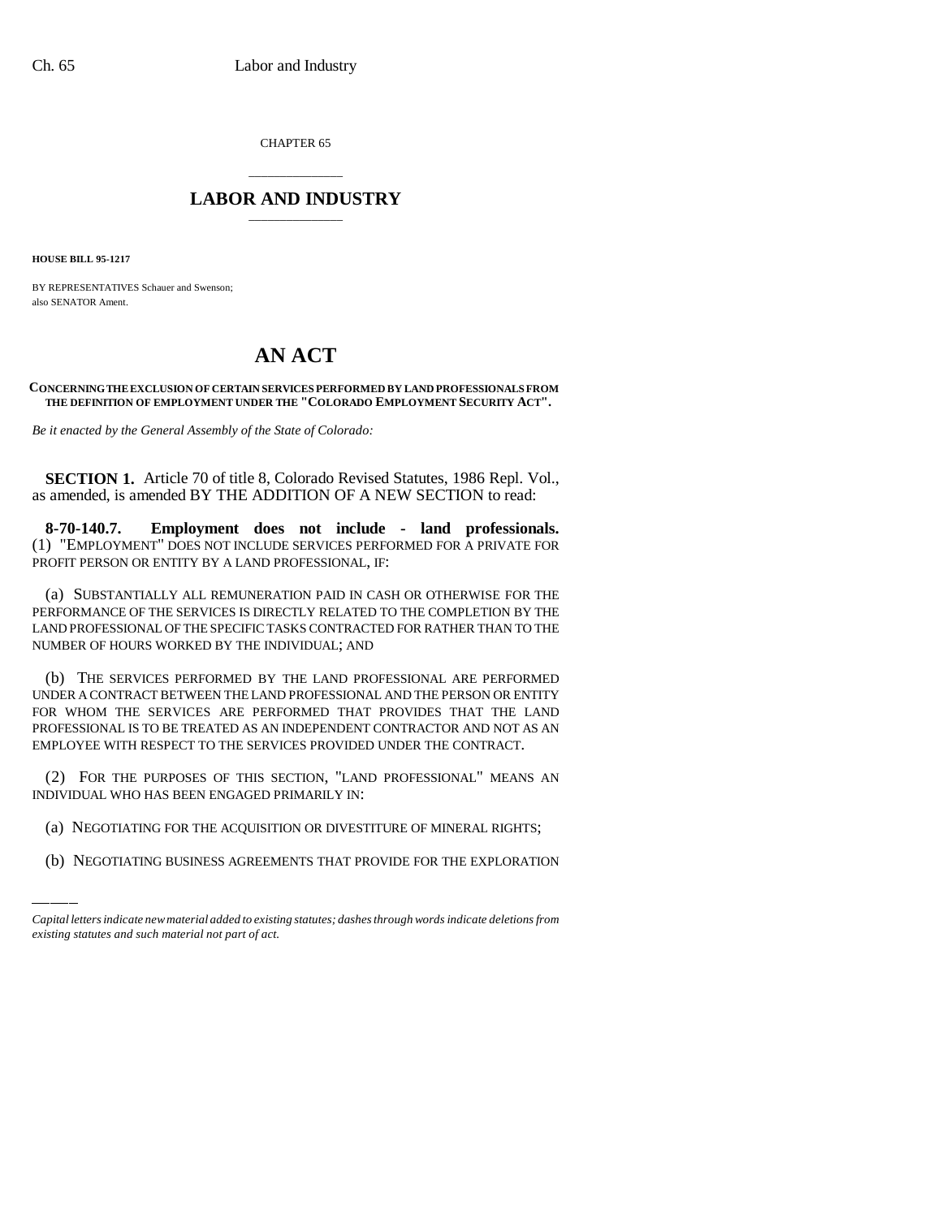CHAPTER 65

# LABOR AND INDUSTRY

**HOUSE BILL 95-1217**

BY REPRESENTATIVES Schauer and Swenson;
also SENATOR Ament.

# AN ACT

**CONCERNING THE EXCLUSION OF CERTAIN SERVICES PERFORMED BY LAND PROFESSIONALS FROM THE DEFINITION OF EMPLOYMENT UNDER THE "COLORADO EMPLOYMENT SECURITY ACT".**

*Be it enacted by the General Assembly of the State of Colorado:*

**SECTION 1.** Article 70 of title 8, Colorado Revised Statutes, 1986 Repl. Vol., as amended, is amended BY THE ADDITION OF A NEW SECTION to read:

**8-70-140.7. Employment does not include - land professionals.** (1) "EMPLOYMENT" DOES NOT INCLUDE SERVICES PERFORMED FOR A PRIVATE FOR PROFIT PERSON OR ENTITY BY A LAND PROFESSIONAL, IF:

(a) SUBSTANTIALLY ALL REMUNERATION PAID IN CASH OR OTHERWISE FOR THE PERFORMANCE OF THE SERVICES IS DIRECTLY RELATED TO THE COMPLETION BY THE LAND PROFESSIONAL OF THE SPECIFIC TASKS CONTRACTED FOR RATHER THAN TO THE NUMBER OF HOURS WORKED BY THE INDIVIDUAL; AND

(b) THE SERVICES PERFORMED BY THE LAND PROFESSIONAL ARE PERFORMED UNDER A CONTRACT BETWEEN THE LAND PROFESSIONAL AND THE PERSON OR ENTITY FOR WHOM THE SERVICES ARE PERFORMED THAT PROVIDES THAT THE LAND PROFESSIONAL IS TO BE TREATED AS AN INDEPENDENT CONTRACTOR AND NOT AS AN EMPLOYEE WITH RESPECT TO THE SERVICES PROVIDED UNDER THE CONTRACT.

(2) FOR THE PURPOSES OF THIS SECTION, "LAND PROFESSIONAL" MEANS AN INDIVIDUAL WHO HAS BEEN ENGAGED PRIMARILY IN:

(a) NEGOTIATING FOR THE ACQUISITION OR DIVESTITURE OF MINERAL RIGHTS;

(b) NEGOTIATING BUSINESS AGREEMENTS THAT PROVIDE FOR THE EXPLORATION

*Capital letters indicate new material added to existing statutes; dashes through words indicate deletions from existing statutes and such material not part of act.*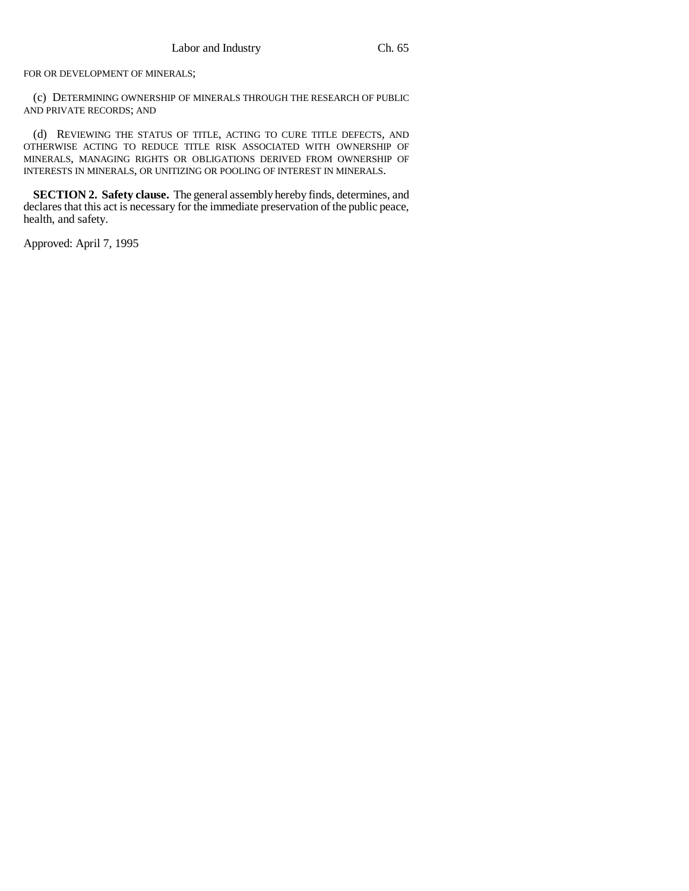FOR OR DEVELOPMENT OF MINERALS;

(c) DETERMINING OWNERSHIP OF MINERALS THROUGH THE RESEARCH OF PUBLIC AND PRIVATE RECORDS; AND

(d) REVIEWING THE STATUS OF TITLE, ACTING TO CURE TITLE DEFECTS, AND OTHERWISE ACTING TO REDUCE TITLE RISK ASSOCIATED WITH OWNERSHIP OF MINERALS, MANAGING RIGHTS OR OBLIGATIONS DERIVED FROM OWNERSHIP OF INTERESTS IN MINERALS, OR UNITIZING OR POOLING OF INTEREST IN MINERALS.

**SECTION 2. Safety clause.** The general assembly hereby finds, determines, and declares that this act is necessary for the immediate preservation of the public peace, health, and safety.

Approved: April 7, 1995